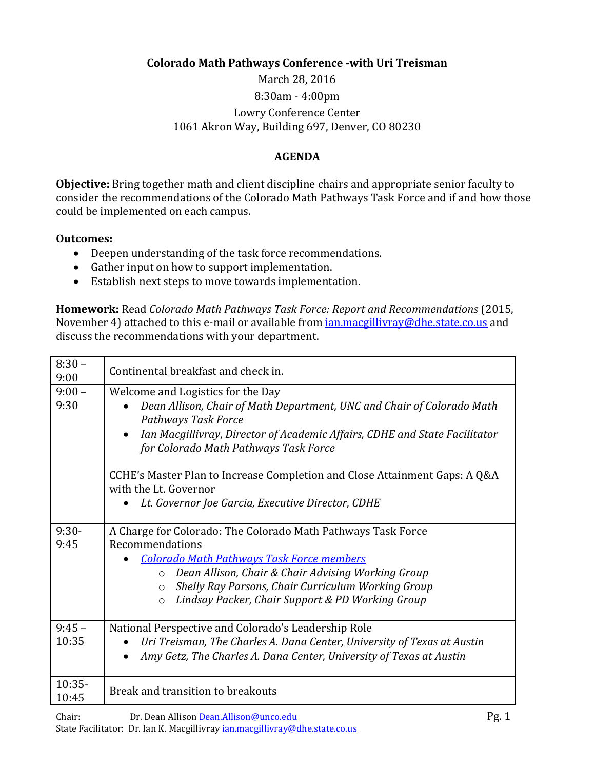**Colorado Math Pathways Conference -with Uri Treisman**

March 28, 2016

8:30am - 4:00pm

Lowry Conference Center

1061 Akron Way, Building 697, Denver, CO 80230

**AGENDA**

**Objective:** Bring together math and client discipline chairs and appropriate senior faculty to consider the recommendations of the Colorado Math Pathways Task Force and if and how those could be implemented on each campus.

**Outcomes:**

- Deepen understanding of the task force recommendations.
- Gather input on how to support implementation.
- Establish next steps to move towards implementation.

**Homework:** Read *Colorado Math Pathways Task Force: Report and Recommendations* (2015, November 4) attached to this e-mail or available from ian.macgillivray@dhe.state.co.us and discuss the recommendations with your department.

| | |
|---|---|
| 8:30 – 9:00 | Continental breakfast and check in. |
| 9:00 – 9:30 | Welcome and Logistics for the Day<br>• *Dean Allison, Chair of Math Department, UNC and Chair of Colorado Math Pathways Task Force*<br>• *Ian Macgillivray, Director of Academic Affairs, CDHE and State Facilitator for Colorado Math Pathways Task Force*<br><br>CCHE's Master Plan to Increase Completion and Close Attainment Gaps: A Q&A with the Lt. Governor<br>• *Lt. Governor Joe Garcia, Executive Director, CDHE* |
| 9:30-9:45 | A Charge for Colorado: The Colorado Math Pathways Task Force Recommendations<br>• *Colorado Math Pathways Task Force members*<br>  ○ *Dean Allison, Chair & Chair Advising Working Group*<br>  ○ *Shelly Ray Parsons, Chair Curriculum Working Group*<br>  ○ *Lindsay Packer, Chair Support & PD Working Group* |
| 9:45 – 10:35 | National Perspective and Colorado's Leadership Role<br>• *Uri Treisman, The Charles A. Dana Center, University of Texas at Austin*<br>• *Amy Getz, The Charles A. Dana Center, University of Texas at Austin* |
| 10:35-10:45 | Break and transition to breakouts |

Chair: Dr. Dean Allison Dean.Allison@unco.edu

State Facilitator: Dr. Ian K. Macgillivray ian.macgillivray@dhe.state.co.us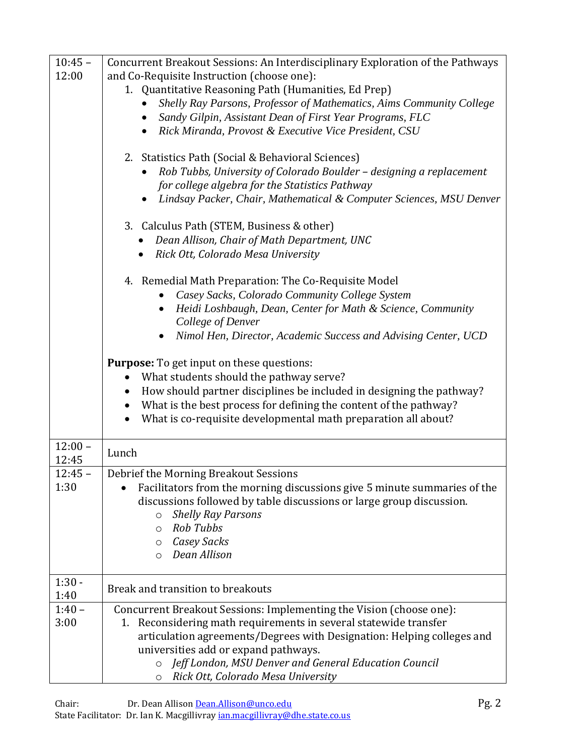| | |
|---|---|
| 10:45 – 12:00 | Concurrent Breakout Sessions: An Interdisciplinary Exploration of the Pathways and Co-Requisite Instruction (choose one):<br>1. Quantitative Reasoning Path (Humanities, Ed Prep)<br>• *Shelly Ray Parsons, Professor of Mathematics, Aims Community College*<br>• *Sandy Gilpin, Assistant Dean of First Year Programs, FLC*<br>• *Rick Miranda, Provost & Executive Vice President, CSU*<br><br>2. Statistics Path (Social & Behavioral Sciences)<br>• *Rob Tubbs, University of Colorado Boulder – designing a replacement for college algebra for the Statistics Pathway*<br>• *Lindsay Packer, Chair, Mathematical & Computer Sciences, MSU Denver*<br><br>3. Calculus Path (STEM, Business & other)<br>• *Dean Allison, Chair of Math Department, UNC*<br>• *Rick Ott, Colorado Mesa University*<br><br>4. Remedial Math Preparation: The Co-Requisite Model<br>• *Casey Sacks, Colorado Community College System*<br>• *Heidi Loshbaugh, Dean, Center for Math & Science, Community College of Denver*<br>• *Nimol Hen, Director, Academic Success and Advising Center, UCD*<br><br>**Purpose:** To get input on these questions:<br>• What students should the pathway serve?<br>• How should partner disciplines be included in designing the pathway?<br>• What is the best process for defining the content of the pathway?<br>• What is co-requisite developmental math preparation all about? |
| 12:00 – 12:45 | Lunch |
| 12:45 – 1:30 | Debrief the Morning Breakout Sessions<br>• Facilitators from the morning discussions give 5 minute summaries of the discussions followed by table discussions or large group discussion.<br>○ *Shelly Ray Parsons*<br>○ *Rob Tubbs*<br>○ *Casey Sacks*<br>○ *Dean Allison* |
| 1:30 - 1:40 | Break and transition to breakouts |
| 1:40 – 3:00 | Concurrent Breakout Sessions: Implementing the Vision (choose one):<br>1. Reconsidering math requirements in several statewide transfer articulation agreements/Degrees with Designation: Helping colleges and universities add or expand pathways.<br>○ *Jeff London, MSU Denver and General Education Council*<br>○ *Rick Ott, Colorado Mesa University* |

Chair: Dr. Dean Allison Dean.Allison@unco.edu
State Facilitator: Dr. Ian K. Macgillivray ian.macgillivray@dhe.state.co.us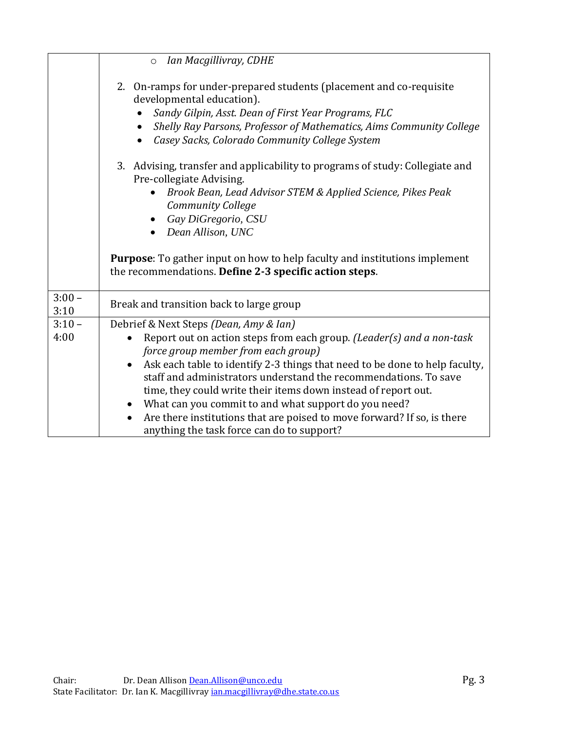| | |
|---|---|
| | ◦ *Ian Macgillivray, CDHE*<br><br>2. On-ramps for under-prepared students (placement and co-requisite developmental education).<br>• *Sandy Gilpin, Asst. Dean of First Year Programs, FLC*<br>• *Shelly Ray Parsons, Professor of Mathematics, Aims Community College*<br>• *Casey Sacks, Colorado Community College System*<br><br>3. Advising, transfer and applicability to programs of study: Collegiate and Pre-collegiate Advising.<br>• *Brook Bean, Lead Advisor STEM & Applied Science, Pikes Peak Community College*<br>• *Gay DiGregorio, CSU*<br>• *Dean Allison, UNC*<br><br>**Purpose**: To gather input on how to help faculty and institutions implement the recommendations. **Define 2-3 specific action steps**. |
| 3:00 – 3:10 | Break and transition back to large group |
| 3:10 – 4:00 | Debrief & Next Steps *(Dean, Amy & Ian)*<br>• Report out on action steps from each group. *(Leader(s) and a non-task force group member from each group)*<br>• Ask each table to identify 2-3 things that need to be done to help faculty, staff and administrators understand the recommendations. To save time, they could write their items down instead of report out.<br>• What can you commit to and what support do you need?<br>• Are there institutions that are poised to move forward? If so, is there anything the task force can do to support? |

Chair: Dr. Dean Allison Dean.Allison@unco.edu
State Facilitator: Dr. Ian K. Macgillivray ian.macgillivray@dhe.state.co.us